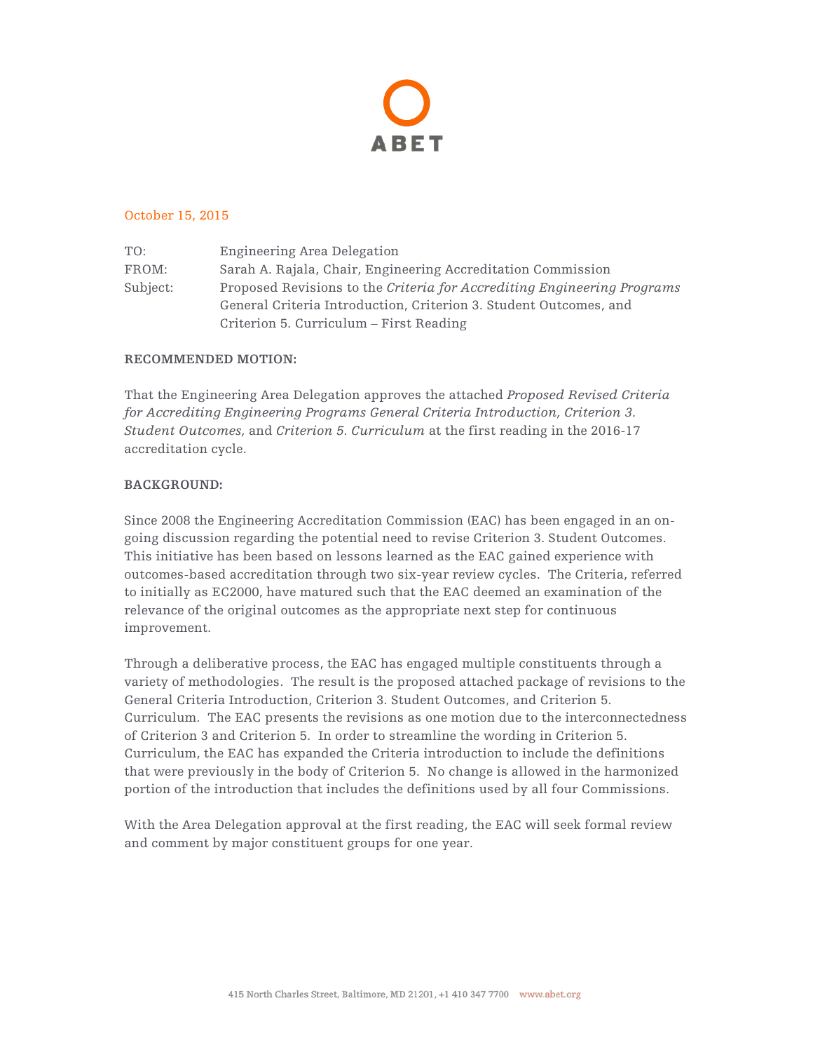ABET

October 15, 2015

TO: Engineering Area Delegation
FROM: Sarah A. Rajala, Chair, Engineering Accreditation Commission
Subject: Proposed Revisions to the *Criteria for Accrediting Engineering Programs* General Criteria Introduction, Criterion 3. Student Outcomes, and Criterion 5. Curriculum – First Reading

**RECOMMENDED MOTION:**

That the Engineering Area Delegation approves the attached *Proposed Revised Criteria for Accrediting Engineering Programs General Criteria Introduction, Criterion 3. Student Outcomes,* and *Criterion 5. Curriculum* at the first reading in the 2016-17 accreditation cycle.

**BACKGROUND:**

Since 2008 the Engineering Accreditation Commission (EAC) has been engaged in an on-going discussion regarding the potential need to revise Criterion 3. Student Outcomes. This initiative has been based on lessons learned as the EAC gained experience with outcomes-based accreditation through two six-year review cycles. The Criteria, referred to initially as EC2000, have matured such that the EAC deemed an examination of the relevance of the original outcomes as the appropriate next step for continuous improvement.

Through a deliberative process, the EAC has engaged multiple constituents through a variety of methodologies. The result is the proposed attached package of revisions to the General Criteria Introduction, Criterion 3. Student Outcomes, and Criterion 5. Curriculum. The EAC presents the revisions as one motion due to the interconnectedness of Criterion 3 and Criterion 5. In order to streamline the wording in Criterion 5. Curriculum, the EAC has expanded the Criteria introduction to include the definitions that were previously in the body of Criterion 5. No change is allowed in the harmonized portion of the introduction that includes the definitions used by all four Commissions.

With the Area Delegation approval at the first reading, the EAC will seek formal review and comment by major constituent groups for one year.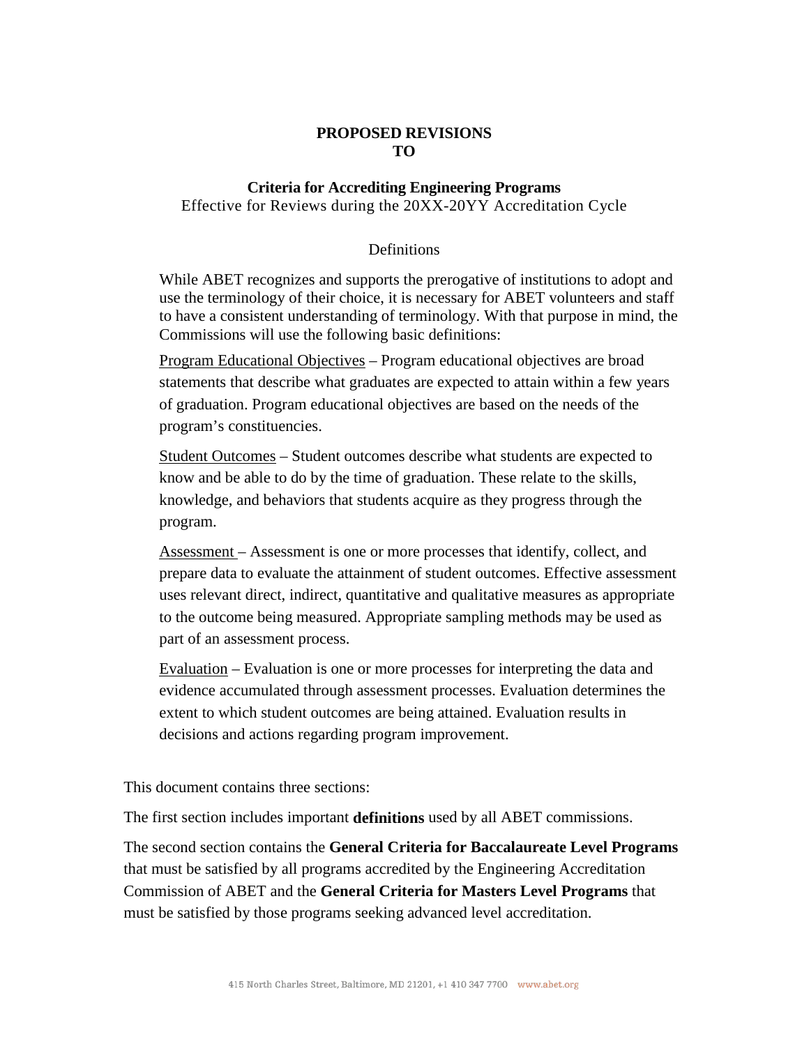**PROPOSED REVISIONS TO**

**Criteria for Accrediting Engineering Programs**

Effective for Reviews during the 20XX-20YY Accreditation Cycle

Definitions

While ABET recognizes and supports the prerogative of institutions to adopt and use the terminology of their choice, it is necessary for ABET volunteers and staff to have a consistent understanding of terminology. With that purpose in mind, the Commissions will use the following basic definitions:

Program Educational Objectives – Program educational objectives are broad statements that describe what graduates are expected to attain within a few years of graduation. Program educational objectives are based on the needs of the program's constituencies.

Student Outcomes – Student outcomes describe what students are expected to know and be able to do by the time of graduation. These relate to the skills, knowledge, and behaviors that students acquire as they progress through the program.

Assessment – Assessment is one or more processes that identify, collect, and prepare data to evaluate the attainment of student outcomes. Effective assessment uses relevant direct, indirect, quantitative and qualitative measures as appropriate to the outcome being measured. Appropriate sampling methods may be used as part of an assessment process.

Evaluation – Evaluation is one or more processes for interpreting the data and evidence accumulated through assessment processes. Evaluation determines the extent to which student outcomes are being attained. Evaluation results in decisions and actions regarding program improvement.

This document contains three sections:

The first section includes important **definitions** used by all ABET commissions.

The second section contains the **General Criteria for Baccalaureate Level Programs** that must be satisfied by all programs accredited by the Engineering Accreditation Commission of ABET and the **General Criteria for Masters Level Programs** that must be satisfied by those programs seeking advanced level accreditation.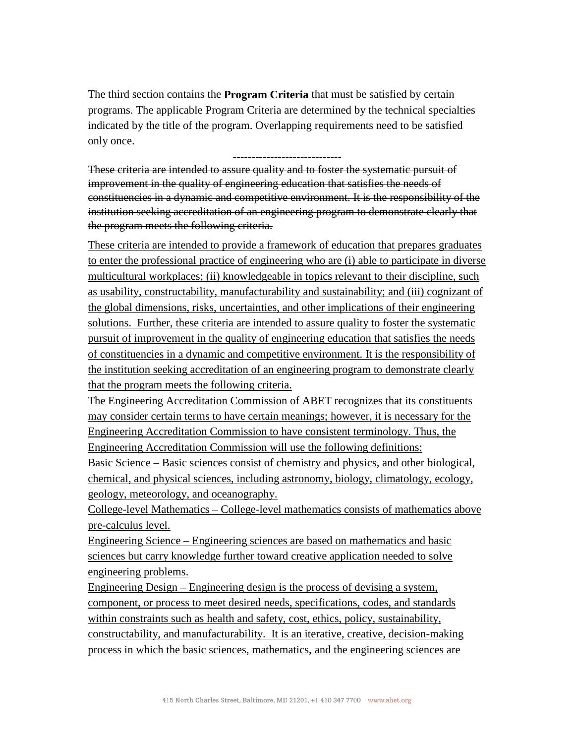The third section contains the **Program Criteria** that must be satisfied by certain programs. The applicable Program Criteria are determined by the technical specialties indicated by the title of the program. Overlapping requirements need to be satisfied only once.

-----------------------------

~~These criteria are intended to assure quality and to foster the systematic pursuit of improvement in the quality of engineering education that satisfies the needs of constituencies in a dynamic and competitive environment. It is the responsibility of the institution seeking accreditation of an engineering program to demonstrate clearly that the program meets the following criteria.~~

<u>These criteria are intended to provide a framework of education that prepares graduates to enter the professional practice of engineering who are (i) able to participate in diverse multicultural workplaces; (ii) knowledgeable in topics relevant to their discipline, such as usability, constructability, manufacturability and sustainability; and (iii) cognizant of the global dimensions, risks, uncertainties, and other implications of their engineering solutions. Further, these criteria are intended to assure quality to foster the systematic pursuit of improvement in the quality of engineering education that satisfies the needs of constituencies in a dynamic and competitive environment. It is the responsibility of the institution seeking accreditation of an engineering program to demonstrate clearly that the program meets the following criteria.</u>

<u>The Engineering Accreditation Commission of ABET recognizes that its constituents may consider certain terms to have certain meanings; however, it is necessary for the Engineering Accreditation Commission to have consistent terminology. Thus, the Engineering Accreditation Commission will use the following definitions:</u>

<u>Basic Science – Basic sciences consist of chemistry and physics, and other biological, chemical, and physical sciences, including astronomy, biology, climatology, ecology, geology, meteorology, and oceanography.</u>

<u>College-level Mathematics – College-level mathematics consists of mathematics above pre-calculus level.</u>

<u>Engineering Science – Engineering sciences are based on mathematics and basic sciences but carry knowledge further toward creative application needed to solve engineering problems.</u>

<u>Engineering Design – Engineering design is the process of devising a system, component, or process to meet desired needs, specifications, codes, and standards within constraints such as health and safety, cost, ethics, policy, sustainability, constructability, and manufacturability. It is an iterative, creative, decision-making process in which the basic sciences, mathematics, and the engineering sciences are</u>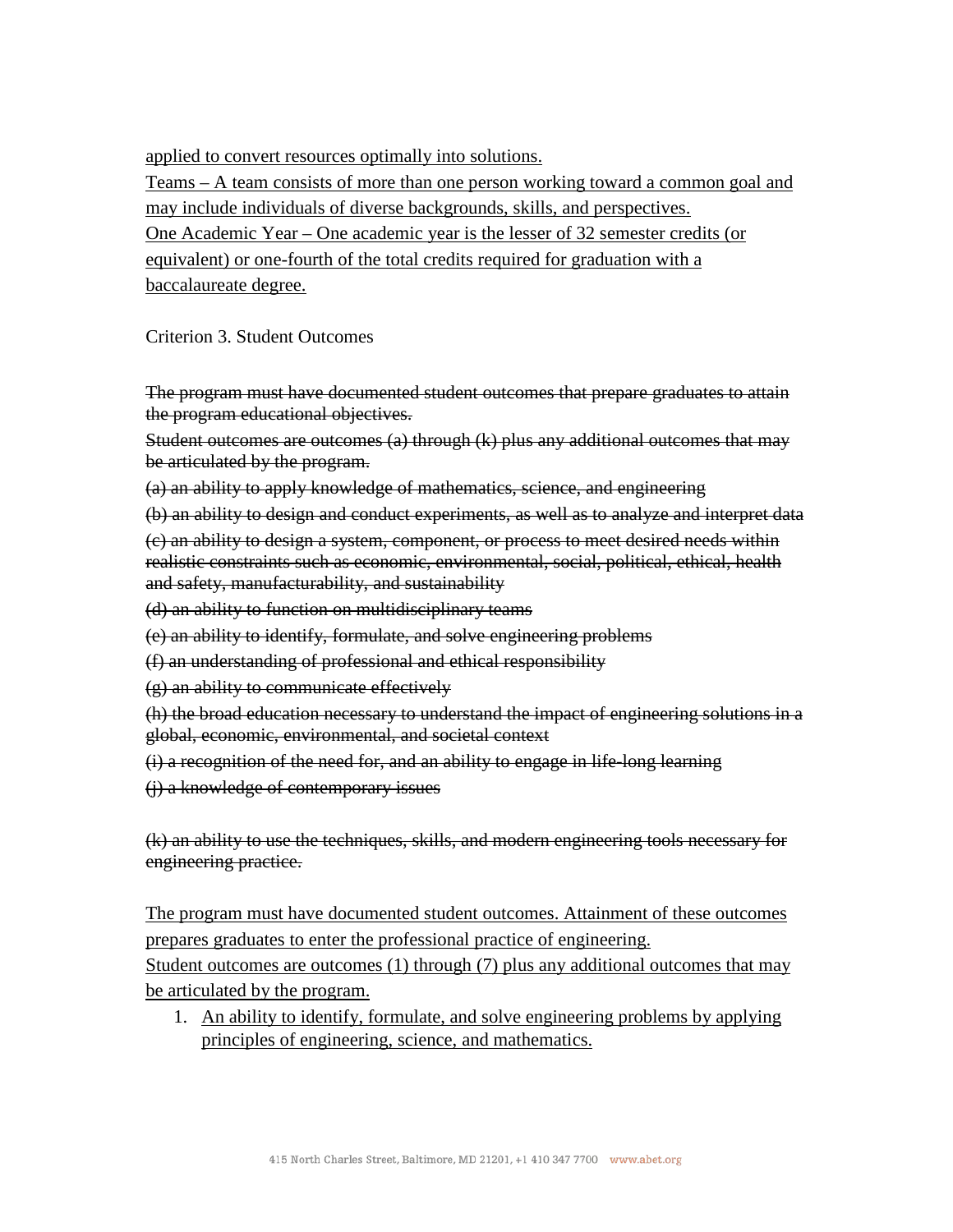<u>applied to convert resources optimally into solutions.</u>

<u>Teams – A team consists of more than one person working toward a common goal and may include individuals of diverse backgrounds, skills, and perspectives.</u>

<u>One Academic Year – One academic year is the lesser of 32 semester credits (or equivalent) or one-fourth of the total credits required for graduation with a baccalaureate degree.</u>

Criterion 3. Student Outcomes

~~The program must have documented student outcomes that prepare graduates to attain the program educational objectives.~~

~~Student outcomes are outcomes (a) through (k) plus any additional outcomes that may be articulated by the program.~~

~~(a) an ability to apply knowledge of mathematics, science, and engineering~~

~~(b) an ability to design and conduct experiments, as well as to analyze and interpret data~~

~~(c) an ability to design a system, component, or process to meet desired needs within realistic constraints such as economic, environmental, social, political, ethical, health and safety, manufacturability, and sustainability~~

~~(d) an ability to function on multidisciplinary teams~~

~~(e) an ability to identify, formulate, and solve engineering problems~~

~~(f) an understanding of professional and ethical responsibility~~

~~(g) an ability to communicate effectively~~

~~(h) the broad education necessary to understand the impact of engineering solutions in a global, economic, environmental, and societal context~~

~~(i) a recognition of the need for, and an ability to engage in life-long learning~~

~~(j) a knowledge of contemporary issues~~

~~(k) an ability to use the techniques, skills, and modern engineering tools necessary for engineering practice.~~

<u>The program must have documented student outcomes. Attainment of these outcomes prepares graduates to enter the professional practice of engineering.</u>

<u>Student outcomes are outcomes (1) through (7) plus any additional outcomes that may be articulated by the program.</u>

1. <u>An ability to identify, formulate, and solve engineering problems by applying principles of engineering, science, and mathematics.</u>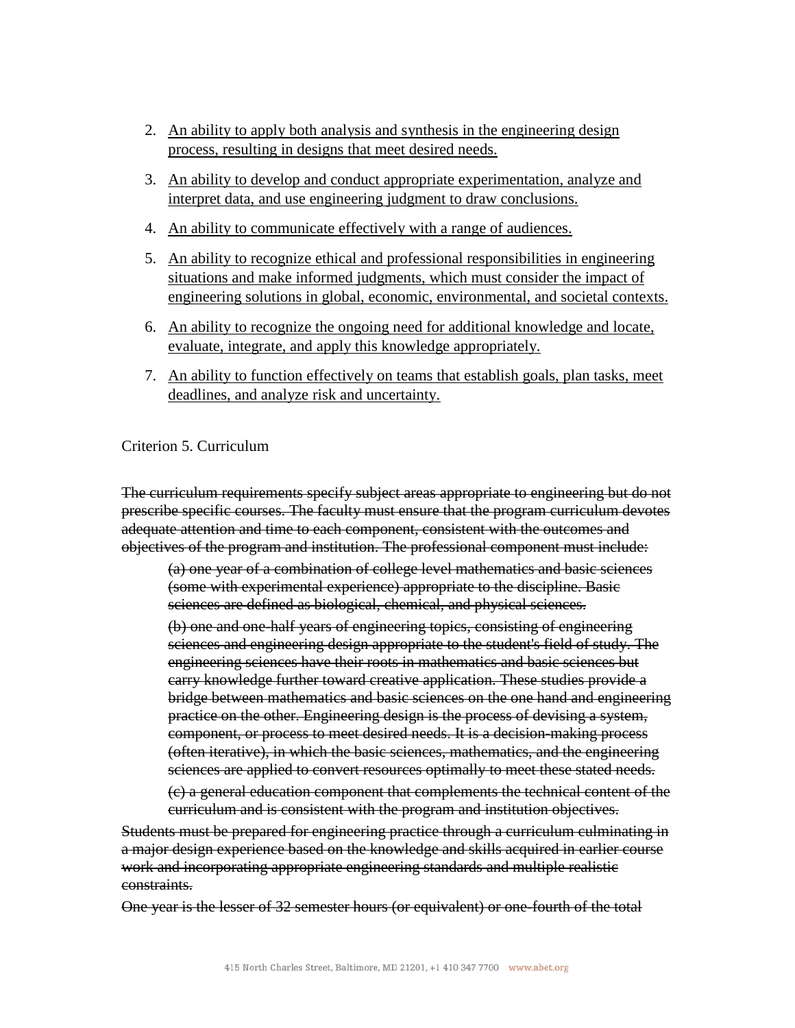2. <u>An ability to apply both analysis and synthesis in the engineering design process, resulting in designs that meet desired needs.</u>

3. <u>An ability to develop and conduct appropriate experimentation, analyze and interpret data, and use engineering judgment to draw conclusions.</u>

4. <u>An ability to communicate effectively with a range of audiences.</u>

5. <u>An ability to recognize ethical and professional responsibilities in engineering situations and make informed judgments, which must consider the impact of engineering solutions in global, economic, environmental, and societal contexts.</u>

6. <u>An ability to recognize the ongoing need for additional knowledge and locate, evaluate, integrate, and apply this knowledge appropriately.</u>

7. <u>An ability to function effectively on teams that establish goals, plan tasks, meet deadlines, and analyze risk and uncertainty.</u>

Criterion 5. Curriculum

~~The curriculum requirements specify subject areas appropriate to engineering but do not prescribe specific courses. The faculty must ensure that the program curriculum devotes adequate attention and time to each component, consistent with the outcomes and objectives of the program and institution. The professional component must include:~~

> ~~(a) one year of a combination of college level mathematics and basic sciences (some with experimental experience) appropriate to the discipline. Basic sciences are defined as biological, chemical, and physical sciences.~~
>
> ~~(b) one and one-half years of engineering topics, consisting of engineering sciences and engineering design appropriate to the student's field of study. The engineering sciences have their roots in mathematics and basic sciences but carry knowledge further toward creative application. These studies provide a bridge between mathematics and basic sciences on the one hand and engineering practice on the other. Engineering design is the process of devising a system, component, or process to meet desired needs. It is a decision-making process (often iterative), in which the basic sciences, mathematics, and the engineering sciences are applied to convert resources optimally to meet these stated needs.~~
>
> ~~(c) a general education component that complements the technical content of the curriculum and is consistent with the program and institution objectives.~~

~~Students must be prepared for engineering practice through a curriculum culminating in a major design experience based on the knowledge and skills acquired in earlier course work and incorporating appropriate engineering standards and multiple realistic constraints.~~

~~One year is the lesser of 32 semester hours (or equivalent) or one-fourth of the total~~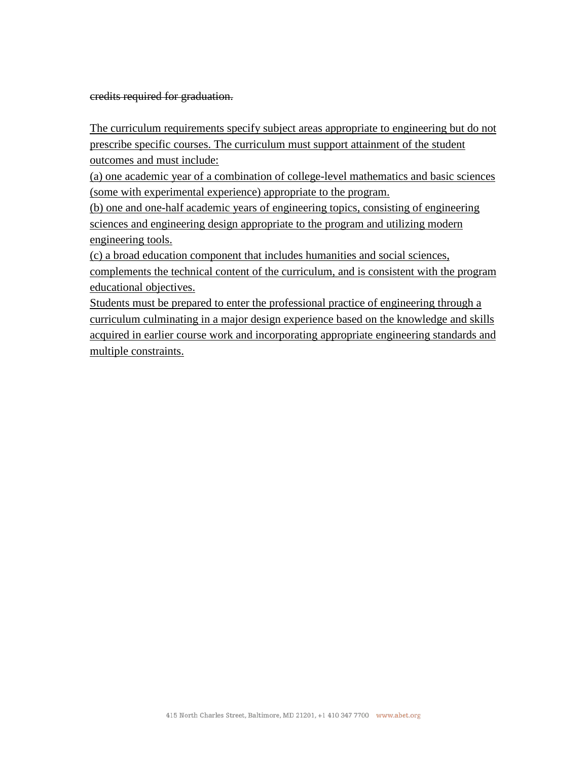~~credits required for graduation.~~

<u>The curriculum requirements specify subject areas appropriate to engineering but do not prescribe specific courses. The curriculum must support attainment of the student outcomes and must include:</u>
<u>(a) one academic year of a combination of college-level mathematics and basic sciences (some with experimental experience) appropriate to the program.</u>
<u>(b) one and one-half academic years of engineering topics, consisting of engineering sciences and engineering design appropriate to the program and utilizing modern engineering tools.</u>
<u>(c) a broad education component that includes humanities and social sciences, complements the technical content of the curriculum, and is consistent with the program educational objectives.</u>
<u>Students must be prepared to enter the professional practice of engineering through a curriculum culminating in a major design experience based on the knowledge and skills acquired in earlier course work and incorporating appropriate engineering standards and multiple constraints.</u>